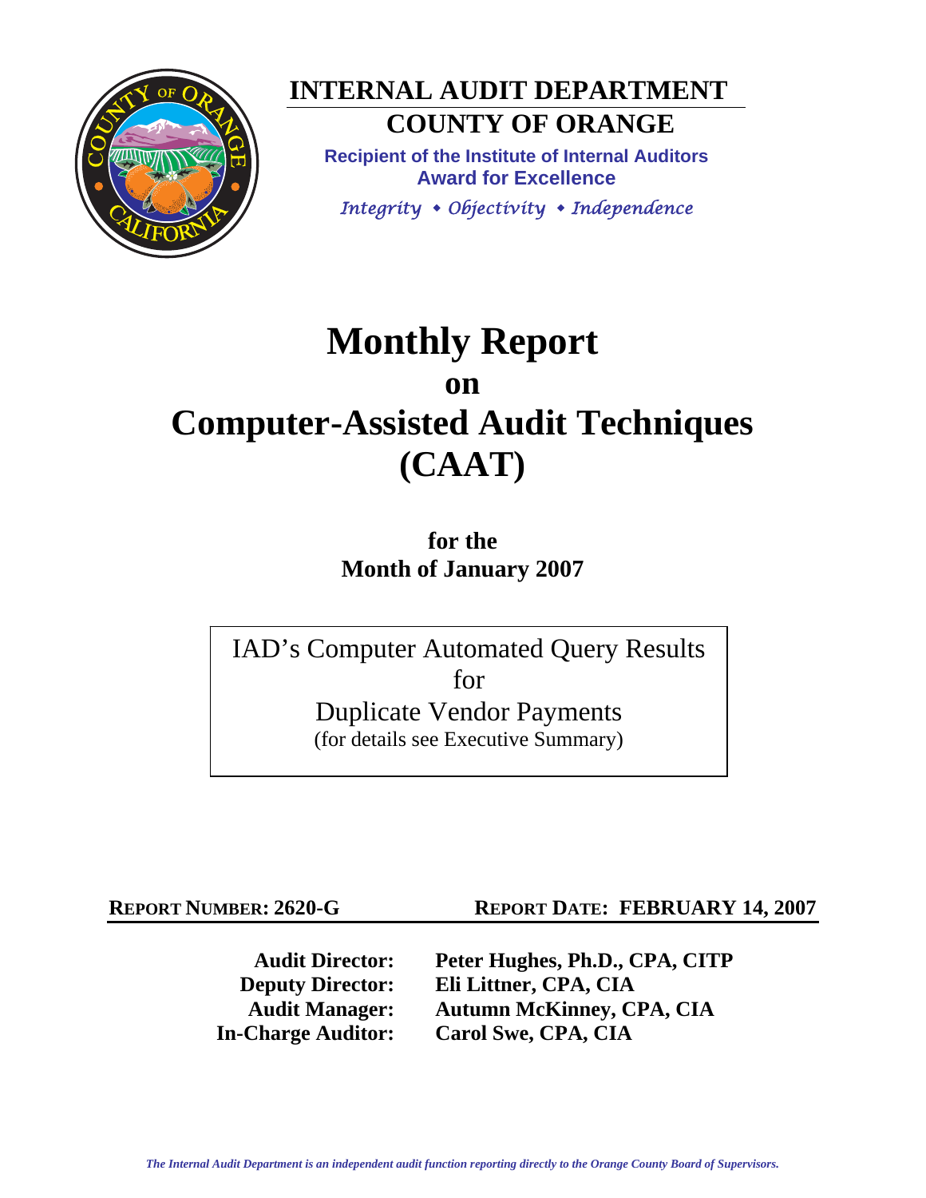# INTERNAL AUDIT DEPARTMENT

## COUNTY OF ORANGE

**Recipient of the Institute of Internal Auditors Award for Excellence**

*Integrity • Objectivity • Independence*

# Monthly Report on Computer-Assisted Audit Techniques (CAAT)

**for the Month of January 2007**

IAD's Computer Automated Query Results for Duplicate Vendor Payments
(for details see Executive Summary)

**REPORT NUMBER: 2620-G** **REPORT DATE: FEBRUARY 14, 2007**

**Audit Director:** **Peter Hughes, Ph.D., CPA, CITP**
**Deputy Director:** **Eli Littner, CPA, CIA**
**Audit Manager:** **Autumn McKinney, CPA, CIA**
**In-Charge Auditor:** **Carol Swe, CPA, CIA**

*The Internal Audit Department is an independent audit function reporting directly to the Orange County Board of Supervisors.*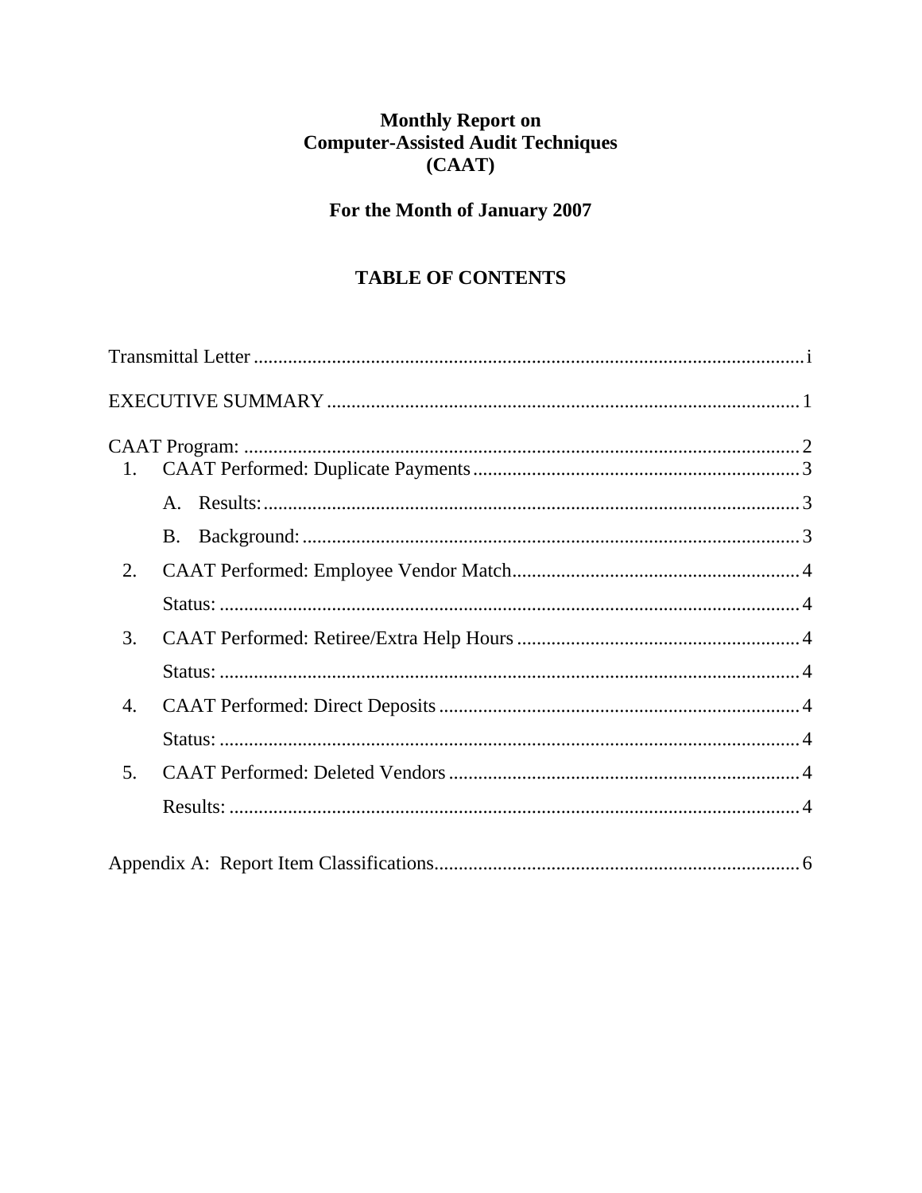# Monthly Report on Computer-Assisted Audit Techniques (CAAT)

## For the Month of January 2007

## TABLE OF CONTENTS

Transmittal Letter ..... i

EXECUTIVE SUMMARY ..... 1

CAAT Program: ..... 2

1. CAAT Performed: Duplicate Payments ..... 3
   - A. Results: ..... 3
   - B. Background: ..... 3
2. CAAT Performed: Employee Vendor Match ..... 4
   - Status: ..... 4
3. CAAT Performed: Retiree/Extra Help Hours ..... 4
   - Status: ..... 4
4. CAAT Performed: Direct Deposits ..... 4
   - Status: ..... 4
5. CAAT Performed: Deleted Vendors ..... 4
   - Results: ..... 4

Appendix A: Report Item Classifications ..... 6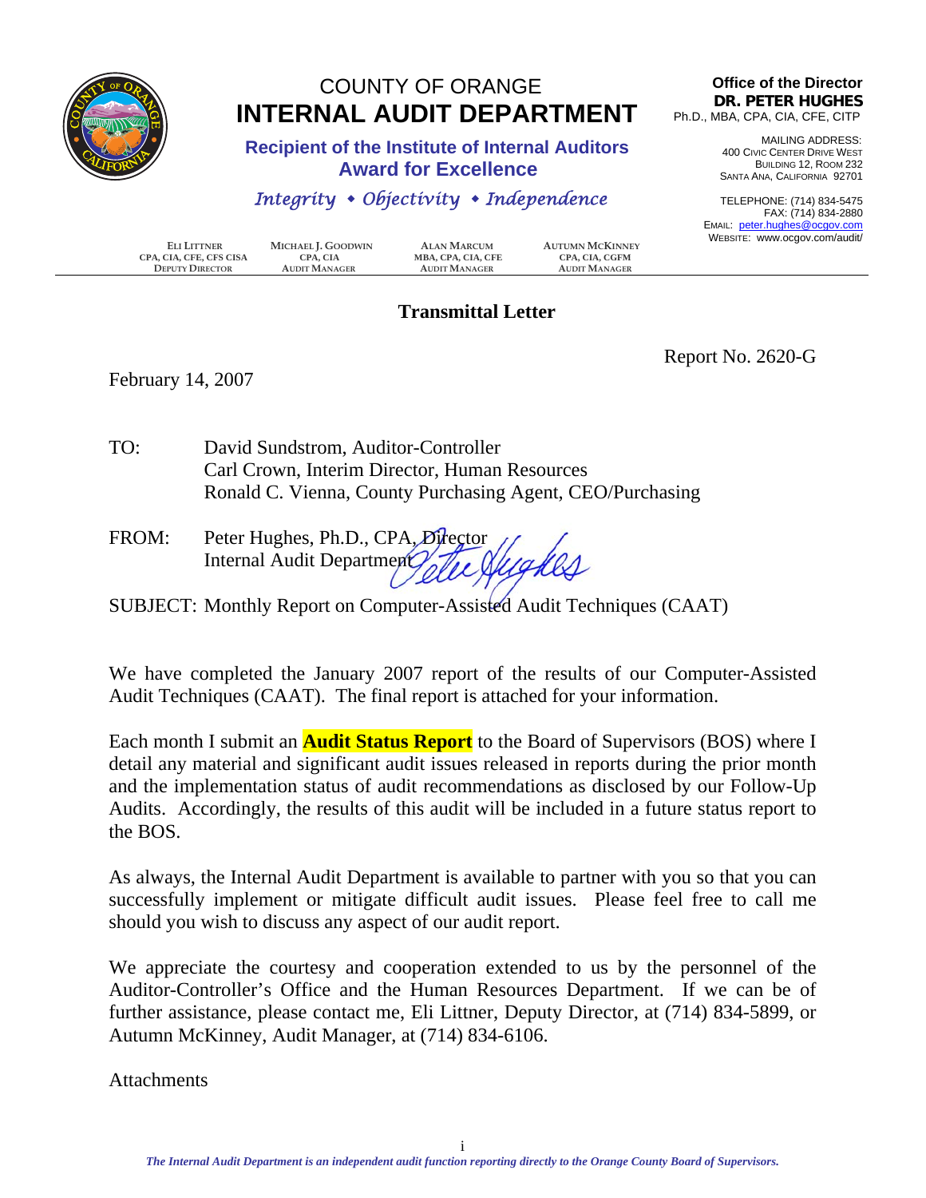COUNTY OF ORANGE
# INTERNAL AUDIT DEPARTMENT

**Recipient of the Institute of Internal Auditors Award for Excellence**

*Integrity • Objectivity • Independence*

**Office of the Director**
**DR. PETER HUGHES**
Ph.D., MBA, CPA, CIA, CFE, CITP

MAILING ADDRESS:
400 CIVIC CENTER DRIVE WEST
BUILDING 12, ROOM 232
SANTA ANA, CALIFORNIA 92701

TELEPHONE: (714) 834-5475
FAX: (714) 834-2880
EMAIL: peter.hughes@ocgov.com
WEBSITE: www.ocgov.com/audit/

| ELI LITTNER<br>CPA, CIA, CFE, CFS CISA<br>DEPUTY DIRECTOR | MICHAEL J. GOODWIN<br>CPA, CIA<br>AUDIT MANAGER | ALAN MARCUM<br>MBA, CPA, CIA, CFE<br>AUDIT MANAGER | AUTUMN MCKINNEY<br>CPA, CIA, CGFM<br>AUDIT MANAGER |
|---|---|---|---|

## Transmittal Letter

Report No. 2620-G

February 14, 2007

TO: David Sundstrom, Auditor-Controller
Carl Crown, Interim Director, Human Resources
Ronald C. Vienna, County Purchasing Agent, CEO/Purchasing

FROM: Peter Hughes, Ph.D., CPA, Director
Internal Audit Department

SUBJECT: Monthly Report on Computer-Assisted Audit Techniques (CAAT)

We have completed the January 2007 report of the results of our Computer-Assisted Audit Techniques (CAAT). The final report is attached for your information.

Each month I submit an **Audit Status Report** to the Board of Supervisors (BOS) where I detail any material and significant audit issues released in reports during the prior month and the implementation status of audit recommendations as disclosed by our Follow-Up Audits. Accordingly, the results of this audit will be included in a future status report to the BOS.

As always, the Internal Audit Department is available to partner with you so that you can successfully implement or mitigate difficult audit issues. Please feel free to call me should you wish to discuss any aspect of our audit report.

We appreciate the courtesy and cooperation extended to us by the personnel of the Auditor-Controller's Office and the Human Resources Department. If we can be of further assistance, please contact me, Eli Littner, Deputy Director, at (714) 834-5899, or Autumn McKinney, Audit Manager, at (714) 834-6106.

Attachments

*The Internal Audit Department is an independent audit function reporting directly to the Orange County Board of Supervisors.*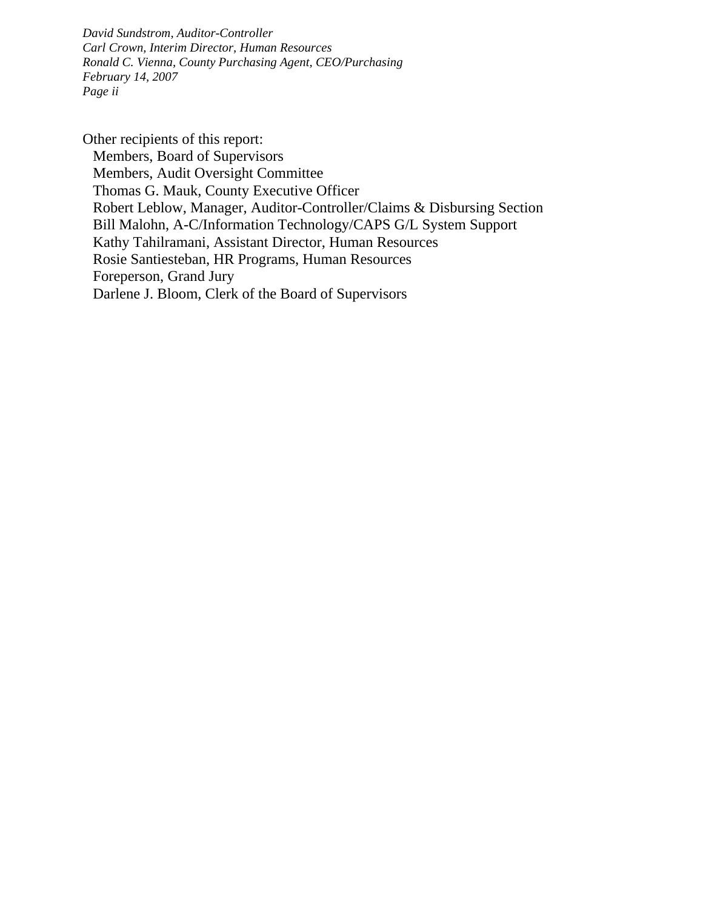*David Sundstrom, Auditor-Controller*
*Carl Crown, Interim Director, Human Resources*
*Ronald C. Vienna, County Purchasing Agent, CEO/Purchasing*
*February 14, 2007*
*Page ii*

Other recipients of this report:

- Members, Board of Supervisors
- Members, Audit Oversight Committee
- Thomas G. Mauk, County Executive Officer
- Robert Leblow, Manager, Auditor-Controller/Claims & Disbursing Section
- Bill Malohn, A-C/Information Technology/CAPS G/L System Support
- Kathy Tahilramani, Assistant Director, Human Resources
- Rosie Santiesteban, HR Programs, Human Resources
- Foreperson, Grand Jury
- Darlene J. Bloom, Clerk of the Board of Supervisors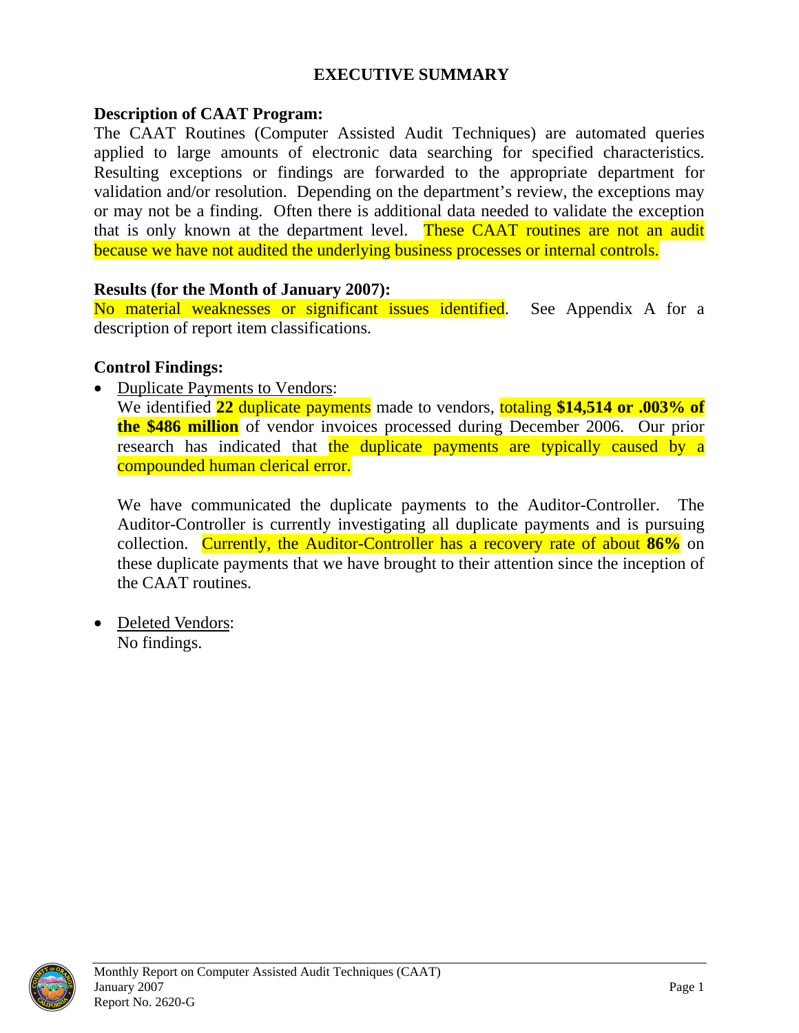# EXECUTIVE SUMMARY

**Description of CAAT Program:**
The CAAT Routines (Computer Assisted Audit Techniques) are automated queries applied to large amounts of electronic data searching for specified characteristics. Resulting exceptions or findings are forwarded to the appropriate department for validation and/or resolution. Depending on the department's review, the exceptions may or may not be a finding. Often there is additional data needed to validate the exception that is only known at the department level. These CAAT routines are not an audit because we have not audited the underlying business processes or internal controls.

**Results (for the Month of January 2007):**
No material weaknesses or significant issues identified. See Appendix A for a description of report item classifications.

**Control Findings:**

- Duplicate Payments to Vendors:
  We identified **22** duplicate payments made to vendors, totaling **$14,514 or .003% of the $486 million** of vendor invoices processed during December 2006. Our prior research has indicated that the duplicate payments are typically caused by a compounded human clerical error.

  We have communicated the duplicate payments to the Auditor-Controller. The Auditor-Controller is currently investigating all duplicate payments and is pursuing collection. Currently, the Auditor-Controller has a recovery rate of about **86%** on these duplicate payments that we have brought to their attention since the inception of the CAAT routines.

- Deleted Vendors:
  No findings.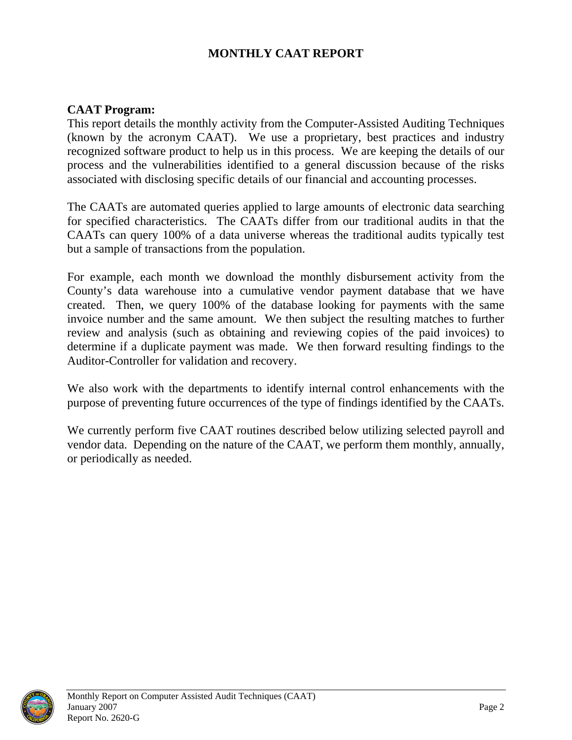# MONTHLY CAAT REPORT

**CAAT Program:**
This report details the monthly activity from the Computer-Assisted Auditing Techniques (known by the acronym CAAT). We use a proprietary, best practices and industry recognized software product to help us in this process. We are keeping the details of our process and the vulnerabilities identified to a general discussion because of the risks associated with disclosing specific details of our financial and accounting processes.

The CAATs are automated queries applied to large amounts of electronic data searching for specified characteristics. The CAATs differ from our traditional audits in that the CAATs can query 100% of a data universe whereas the traditional audits typically test but a sample of transactions from the population.

For example, each month we download the monthly disbursement activity from the County's data warehouse into a cumulative vendor payment database that we have created. Then, we query 100% of the database looking for payments with the same invoice number and the same amount. We then subject the resulting matches to further review and analysis (such as obtaining and reviewing copies of the paid invoices) to determine if a duplicate payment was made. We then forward resulting findings to the Auditor-Controller for validation and recovery.

We also work with the departments to identify internal control enhancements with the purpose of preventing future occurrences of the type of findings identified by the CAATs.

We currently perform five CAAT routines described below utilizing selected payroll and vendor data. Depending on the nature of the CAAT, we perform them monthly, annually, or periodically as needed.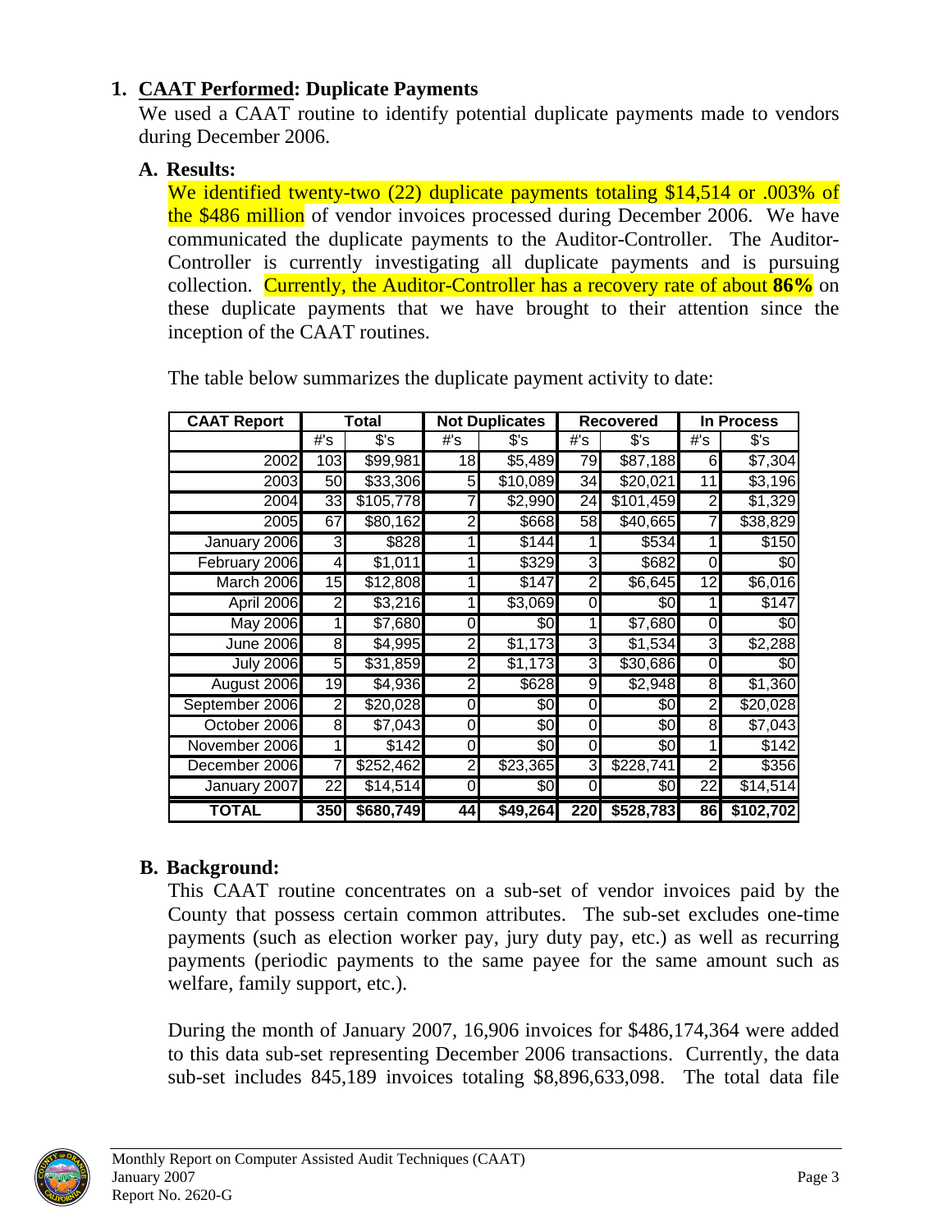## 1. CAAT Performed: Duplicate Payments

We used a CAAT routine to identify potential duplicate payments made to vendors during December 2006.

### A. Results:

We identified twenty-two (22) duplicate payments totaling $14,514 or .003% of the $486 million of vendor invoices processed during December 2006. We have communicated the duplicate payments to the Auditor-Controller. The Auditor-Controller is currently investigating all duplicate payments and is pursuing collection. Currently, the Auditor-Controller has a recovery rate of about **86%** on these duplicate payments that we have brought to their attention since the inception of the CAAT routines.

The table below summarizes the duplicate payment activity to date:

| CAAT Report | Total | | Not Duplicates | | Recovered | | In Process | |
|---|---|---|---|---|---|---|---|---|
| | #'s | $'s | #'s | $'s | #'s | $'s | #'s | $'s |
| 2002 | 103 | $99,981 | 18 | $5,489 | 79 | $87,188 | 6 | $7,304 |
| 2003 | 50 | $33,306 | 5 | $10,089 | 34 | $20,021 | 11 | $3,196 |
| 2004 | 33 | $105,778 | 7 | $2,990 | 24 | $101,459 | 2 | $1,329 |
| 2005 | 67 | $80,162 | 2 | $668 | 58 | $40,665 | 7 | $38,829 |
| January 2006 | 3 | $828 | 1 | $144 | 1 | $534 | 1 | $150 |
| February 2006 | 4 | $1,011 | 1 | $329 | 3 | $682 | 0 | $0 |
| March 2006 | 15 | $12,808 | 1 | $147 | 2 | $6,645 | 12 | $6,016 |
| April 2006 | 2 | $3,216 | 1 | $3,069 | 0 | $0 | 1 | $147 |
| May 2006 | 1 | $7,680 | 0 | $0 | 1 | $7,680 | 0 | $0 |
| June 2006 | 8 | $4,995 | 2 | $1,173 | 3 | $1,534 | 3 | $2,288 |
| July 2006 | 5 | $31,859 | 2 | $1,173 | 3 | $30,686 | 0 | $0 |
| August 2006 | 19 | $4,936 | 2 | $628 | 9 | $2,948 | 8 | $1,360 |
| September 2006 | 2 | $20,028 | 0 | $0 | 0 | $0 | 2 | $20,028 |
| October 2006 | 8 | $7,043 | 0 | $0 | 0 | $0 | 8 | $7,043 |
| November 2006 | 1 | $142 | 0 | $0 | 0 | $0 | 1 | $142 |
| December 2006 | 7 | $252,462 | 2 | $23,365 | 3 | $228,741 | 2 | $356 |
| January 2007 | 22 | $14,514 | 0 | $0 | 0 | $0 | 22 | $14,514 |
| **TOTAL** | **350** | **$680,749** | **44** | **$49,264** | **220** | **$528,783** | **86** | **$102,702** |

### B. Background:

This CAAT routine concentrates on a sub-set of vendor invoices paid by the County that possess certain common attributes. The sub-set excludes one-time payments (such as election worker pay, jury duty pay, etc.) as well as recurring payments (periodic payments to the same payee for the same amount such as welfare, family support, etc.).

During the month of January 2007, 16,906 invoices for $486,174,364 were added to this data sub-set representing December 2006 transactions. Currently, the data sub-set includes 845,189 invoices totaling $8,896,633,098. The total data file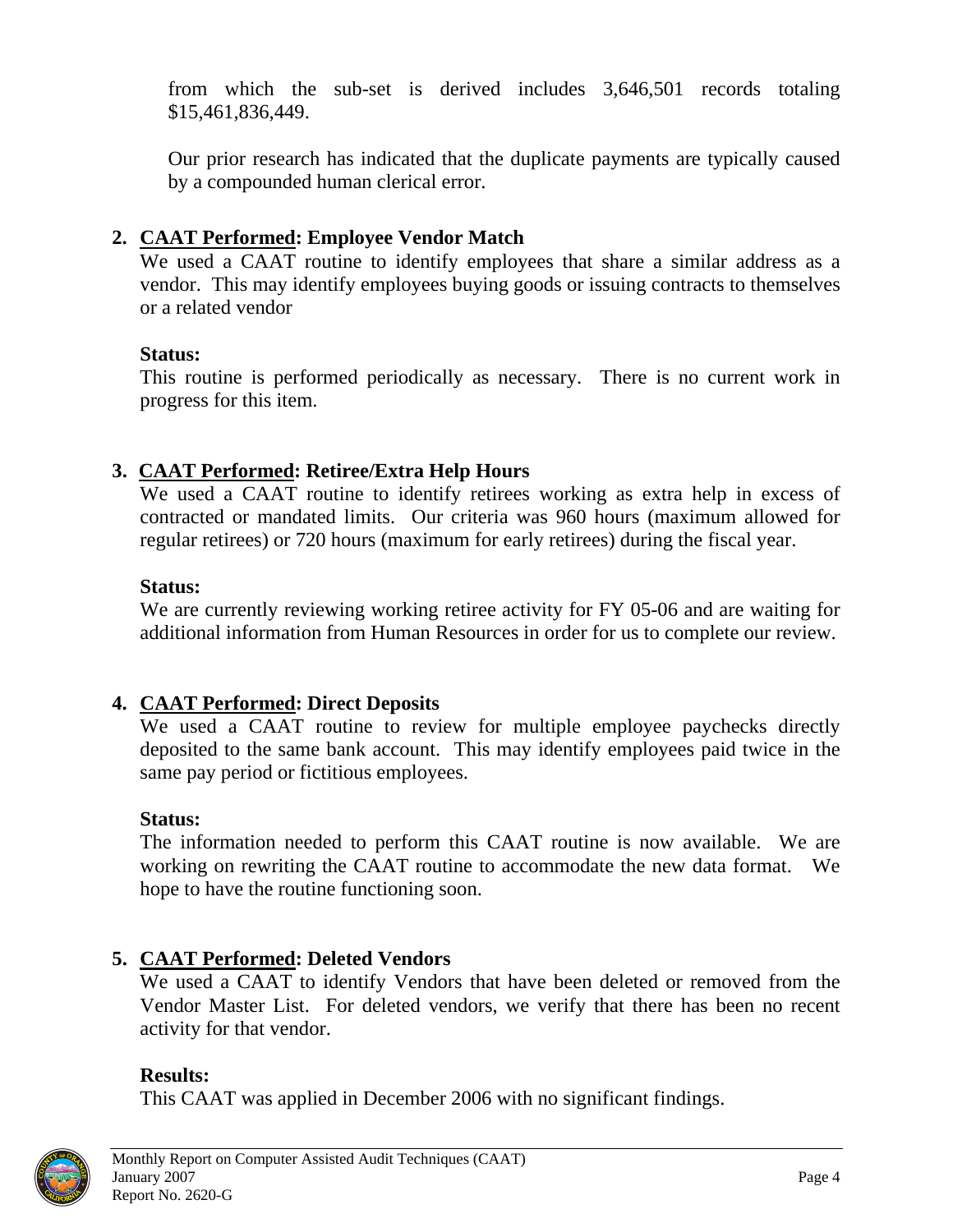from which the sub-set is derived includes 3,646,501 records totaling $15,461,836,449.

Our prior research has indicated that the duplicate payments are typically caused by a compounded human clerical error.

2. **CAAT Performed: Employee Vendor Match**

   We used a CAAT routine to identify employees that share a similar address as a vendor. This may identify employees buying goods or issuing contracts to themselves or a related vendor

   **Status:**

   This routine is performed periodically as necessary. There is no current work in progress for this item.

3. **CAAT Performed: Retiree/Extra Help Hours**

   We used a CAAT routine to identify retirees working as extra help in excess of contracted or mandated limits. Our criteria was 960 hours (maximum allowed for regular retirees) or 720 hours (maximum for early retirees) during the fiscal year.

   **Status:**

   We are currently reviewing working retiree activity for FY 05-06 and are waiting for additional information from Human Resources in order for us to complete our review.

4. **CAAT Performed: Direct Deposits**

   We used a CAAT routine to review for multiple employee paychecks directly deposited to the same bank account. This may identify employees paid twice in the same pay period or fictitious employees.

   **Status:**

   The information needed to perform this CAAT routine is now available. We are working on rewriting the CAAT routine to accommodate the new data format. We hope to have the routine functioning soon.

5. **CAAT Performed: Deleted Vendors**

   We used a CAAT to identify Vendors that have been deleted or removed from the Vendor Master List. For deleted vendors, we verify that there has been no recent activity for that vendor.

   **Results:**

   This CAAT was applied in December 2006 with no significant findings.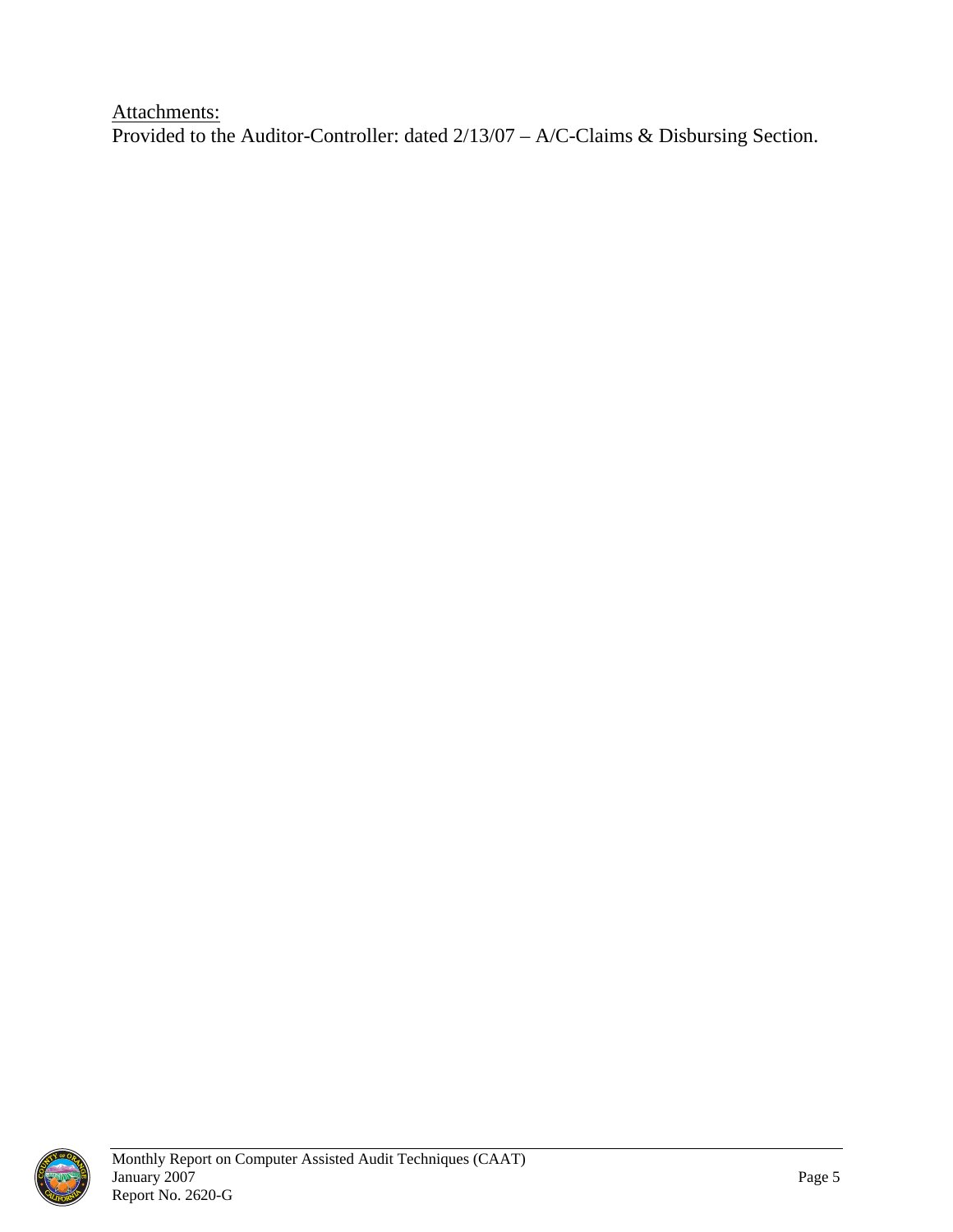Attachments:
Provided to the Auditor-Controller: dated 2/13/07 – A/C-Claims & Disbursing Section.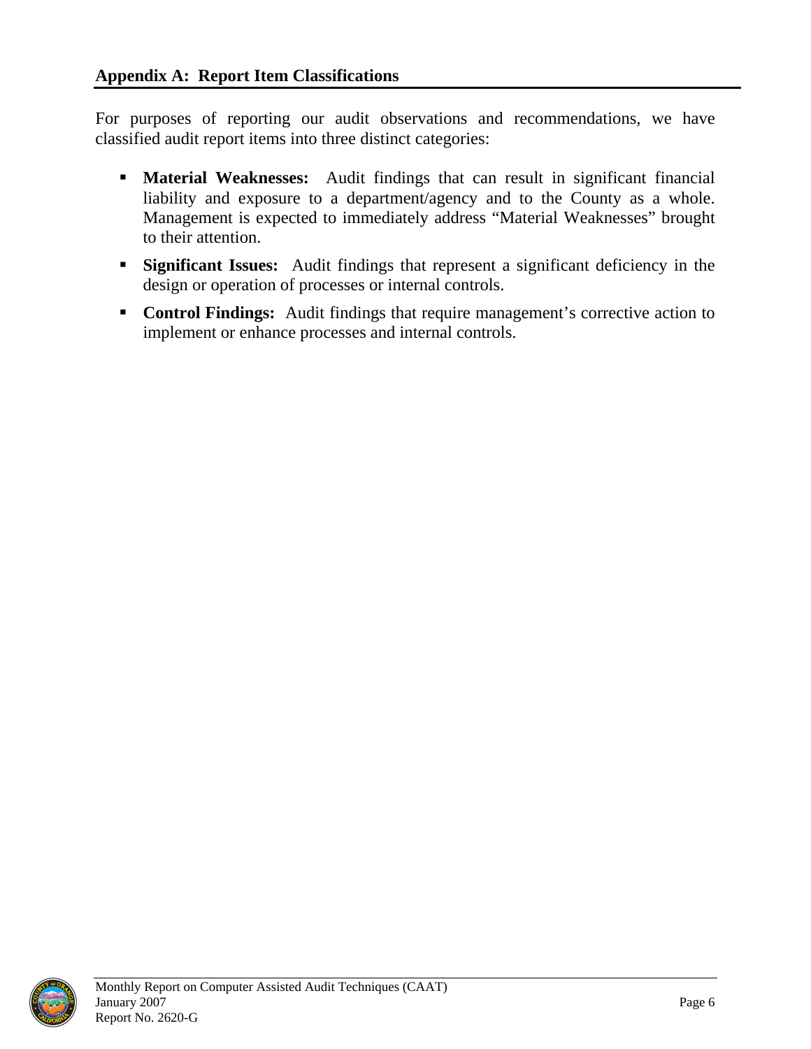## Appendix A: Report Item Classifications

For purposes of reporting our audit observations and recommendations, we have classified audit report items into three distinct categories:

- **Material Weaknesses:** Audit findings that can result in significant financial liability and exposure to a department/agency and to the County as a whole. Management is expected to immediately address "Material Weaknesses" brought to their attention.
- **Significant Issues:** Audit findings that represent a significant deficiency in the design or operation of processes or internal controls.
- **Control Findings:** Audit findings that require management's corrective action to implement or enhance processes and internal controls.